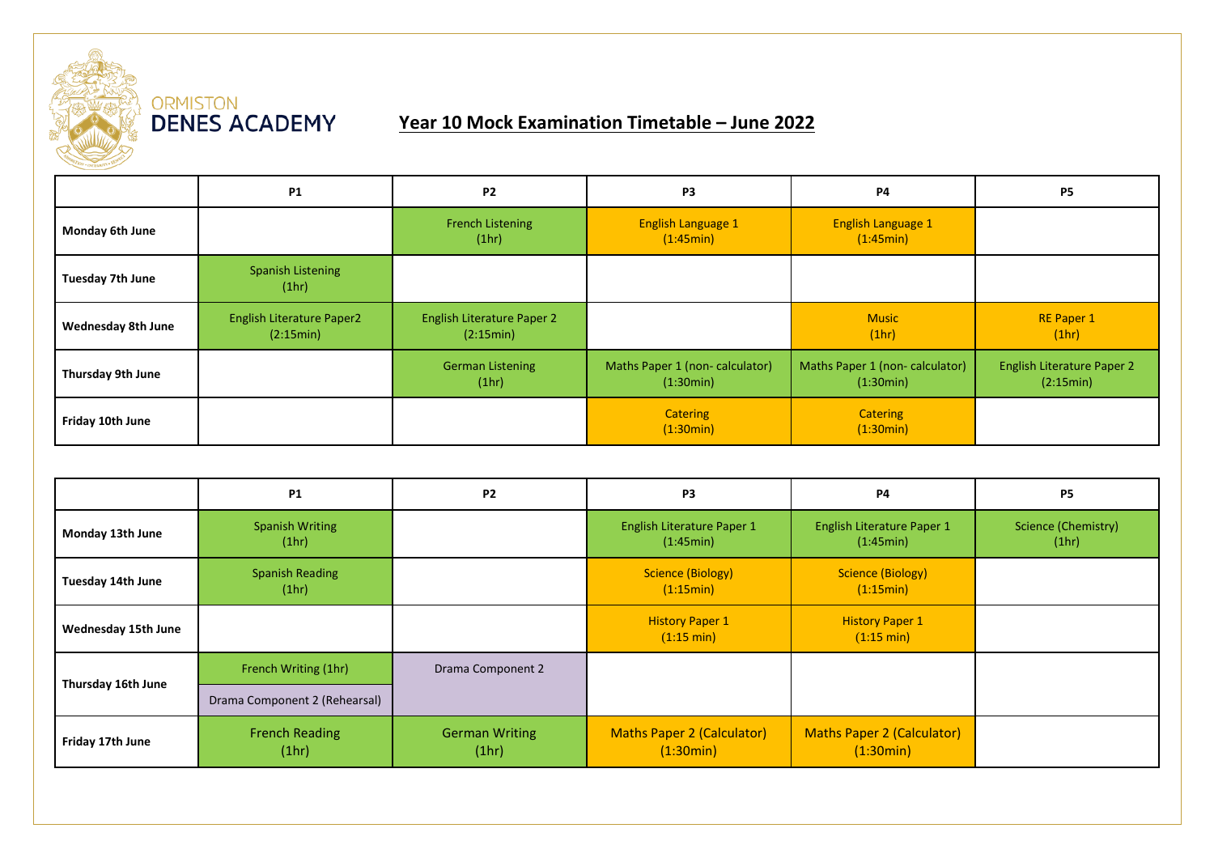ORMISTON
DENES ACADEMY

# Year 10 Mock Examination Timetable – June 2022

| | P1 | P2 | P3 | P4 | P5 |
|---|---|---|---|---|---|
| **Monday 6th June** | | French Listening (1hr) | English Language 1 (1:45min) | English Language 1 (1:45min) | |
| **Tuesday 7th June** | Spanish Listening (1hr) | | | | |
| **Wednesday 8th June** | English Literature Paper2 (2:15min) | English Literature Paper 2 (2:15min) | | Music (1hr) | RE Paper 1 (1hr) |
| **Thursday 9th June** | | German Listening (1hr) | Maths Paper 1 (non- calculator) (1:30min) | Maths Paper 1 (non- calculator) (1:30min) | English Literature Paper 2 (2:15min) |
| **Friday 10th June** | | | Catering (1:30min) | Catering (1:30min) | |

| | P1 | P2 | P3 | P4 | P5 |
|---|---|---|---|---|---|
| **Monday 13th June** | Spanish Writing (1hr) | | English Literature Paper 1 (1:45min) | English Literature Paper 1 (1:45min) | Science (Chemistry) (1hr) |
| **Tuesday 14th June** | Spanish Reading (1hr) | | Science (Biology) (1:15min) | Science (Biology) (1:15min) | |
| **Wednesday 15th June** | | | History Paper 1 (1:15 min) | History Paper 1 (1:15 min) | |
| **Thursday 16th June** | French Writing (1hr)<br>Drama Component 2 (Rehearsal) | Drama Component 2 | | | |
| **Friday 17th June** | French Reading (1hr) | German Writing (1hr) | Maths Paper 2 (Calculator) (1:30min) | Maths Paper 2 (Calculator) (1:30min) | |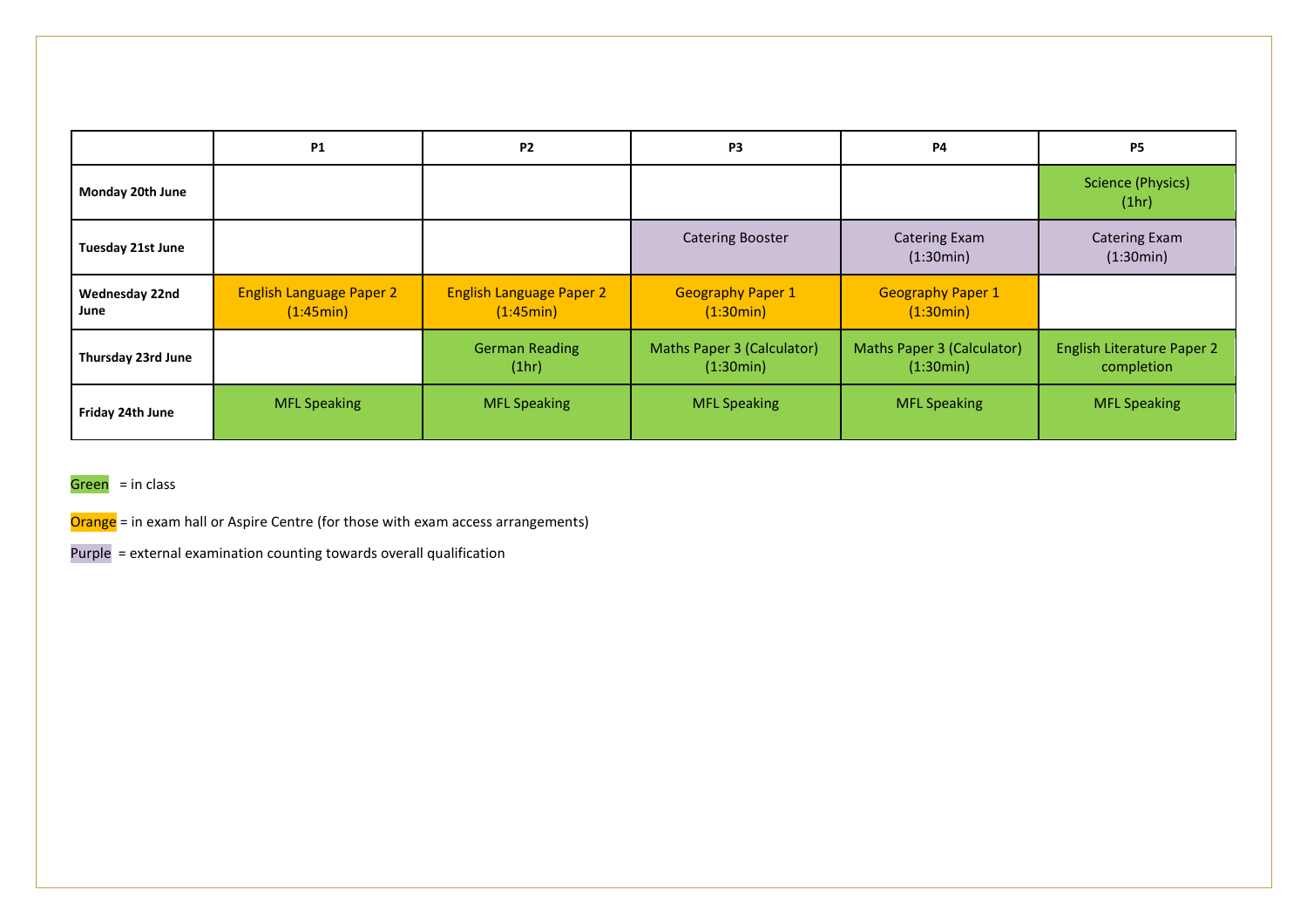| | P1 | P2 | P3 | P4 | P5 |
|---|---|---|---|---|---|
| **Monday 20th June** | | | | | Science (Physics) (1hr) |
| **Tuesday 21st June** | | | Catering Booster | Catering Exam (1:30min) | Catering Exam (1:30min) |
| **Wednesday 22nd June** | English Language Paper 2 (1:45min) | English Language Paper 2 (1:45min) | Geography Paper 1 (1:30min) | Geography Paper 1 (1:30min) | |
| **Thursday 23rd June** | | German Reading (1hr) | Maths Paper 3 (Calculator) (1:30min) | Maths Paper 3 (Calculator) (1:30min) | English Literature Paper 2 completion |
| **Friday 24th June** | MFL Speaking | MFL Speaking | MFL Speaking | MFL Speaking | MFL Speaking |

Green = in class

Orange = in exam hall or Aspire Centre (for those with exam access arrangements)

Purple = external examination counting towards overall qualification